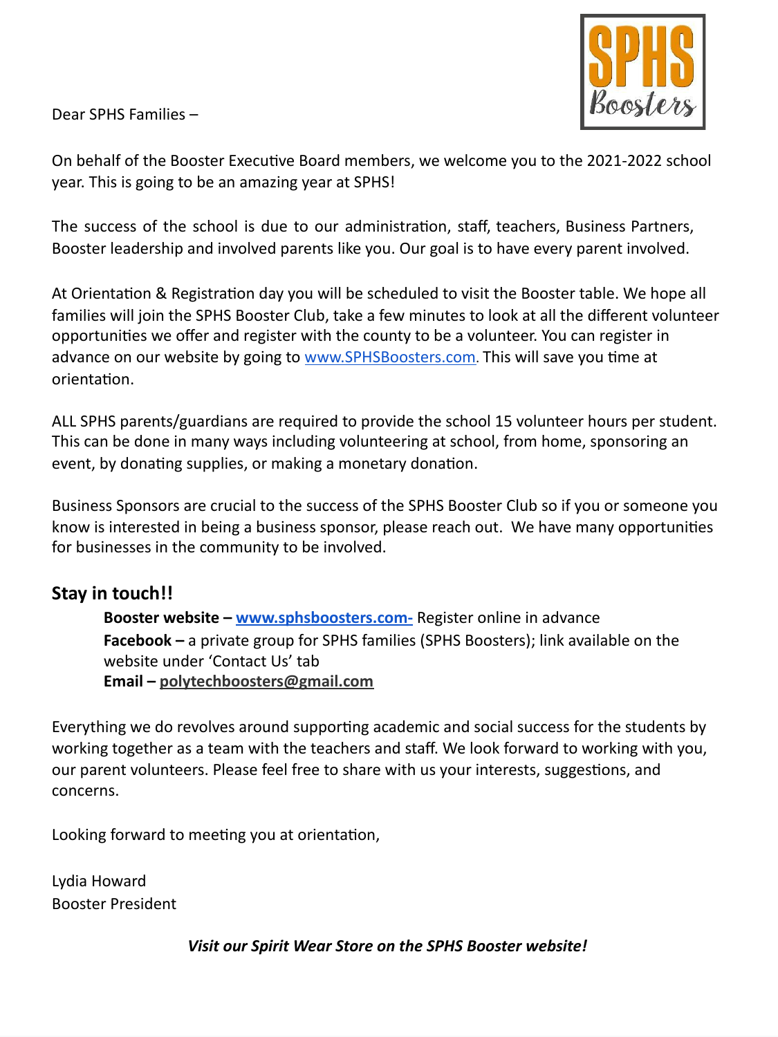SPHS Boosters

Dear SPHS Families –

On behalf of the Booster Executive Board members, we welcome you to the 2021-2022 school year. This is going to be an amazing year at SPHS!

The success of the school is due to our administration, staff, teachers, Business Partners, Booster leadership and involved parents like you. Our goal is to have every parent involved.

At Orientation & Registration day you will be scheduled to visit the Booster table. We hope all families will join the SPHS Booster Club, take a few minutes to look at all the different volunteer opportunities we offer and register with the county to be a volunteer. You can register in advance on our website by going to www.SPHSBoosters.com. This will save you time at orientation.

ALL SPHS parents/guardians are required to provide the school 15 volunteer hours per student. This can be done in many ways including volunteering at school, from home, sponsoring an event, by donating supplies, or making a monetary donation.

Business Sponsors are crucial to the success of the SPHS Booster Club so if you or someone you know is interested in being a business sponsor, please reach out. We have many opportunities for businesses in the community to be involved.

## Stay in touch!!

**Booster website – www.sphsboosters.com-** Register online in advance
**Facebook –** a private group for SPHS families (SPHS Boosters); link available on the website under 'Contact Us' tab
**Email – polytechboosters@gmail.com**

Everything we do revolves around supporting academic and social success for the students by working together as a team with the teachers and staff. We look forward to working with you, our parent volunteers. Please feel free to share with us your interests, suggestions, and concerns.

Looking forward to meeting you at orientation,

Lydia Howard
Booster President

***Visit our Spirit Wear Store on the SPHS Booster website!***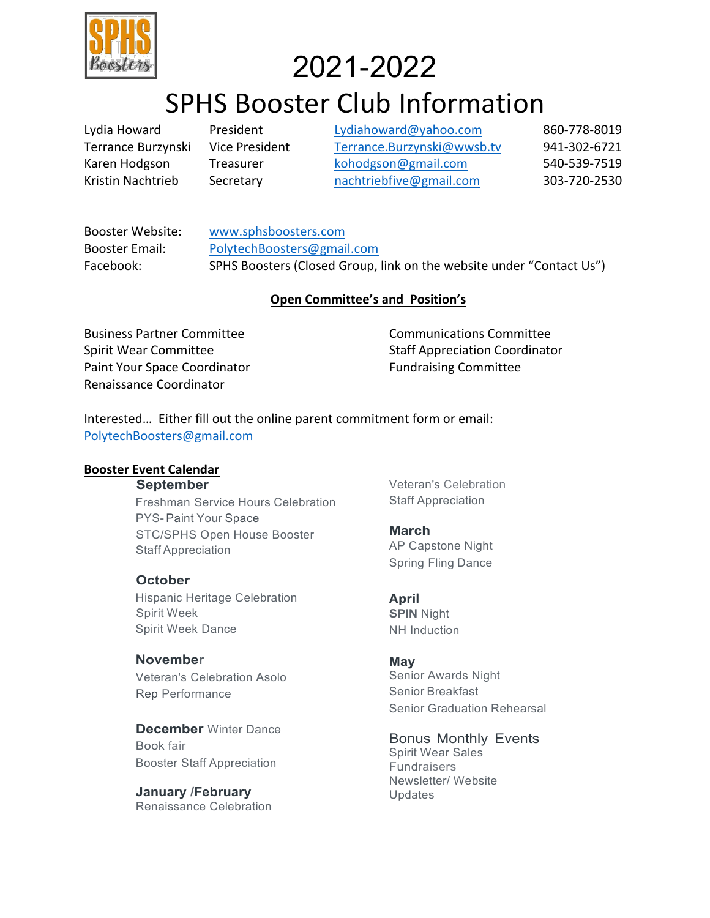# 2021-2022

# SPHS Booster Club Information

| | | | |
|---|---|---|---|
| Lydia Howard | President | Lydiahoward@yahoo.com | 860-778-8019 |
| Terrance Burzynski | Vice President | Terrance.Burzynski@wwsb.tv | 941-302-6721 |
| Karen Hodgson | Treasurer | kohodgson@gmail.com | 540-539-7519 |
| Kristin Nachtrieb | Secretary | nachtriebfive@gmail.com | 303-720-2530 |

Booster Website: www.sphsboosters.com
Booster Email: PolytechBoosters@gmail.com
Facebook: SPHS Boosters (Closed Group, link on the website under "Contact Us")

**Open Committee's and Position's**

- Business Partner Committee
- Spirit Wear Committee
- Paint Your Space Coordinator
- Renaissance Coordinator
- Communications Committee
- Staff Appreciation Coordinator
- Fundraising Committee

Interested… Either fill out the online parent commitment form or email: PolytechBoosters@gmail.com

**Booster Event Calendar**

**September**
Freshman Service Hours Celebration
PYS- Paint Your Space
STC/SPHS Open House Booster
Staff Appreciation

**October**
Hispanic Heritage Celebration
Spirit Week
Spirit Week Dance

**November**
Veteran's Celebration Asolo
Rep Performance

**December** Winter Dance
Book fair
Booster Staff Appreciation

**January /February**
Renaissance Celebration
Veteran's Celebration
Staff Appreciation

**March**
AP Capstone Night
Spring Fling Dance

**April**
**SPIN** Night
NH Induction

**May**
Senior Awards Night
Senior Breakfast
Senior Graduation Rehearsal

Bonus Monthly Events
Spirit Wear Sales
Fundraisers
Newsletter/ Website
Updates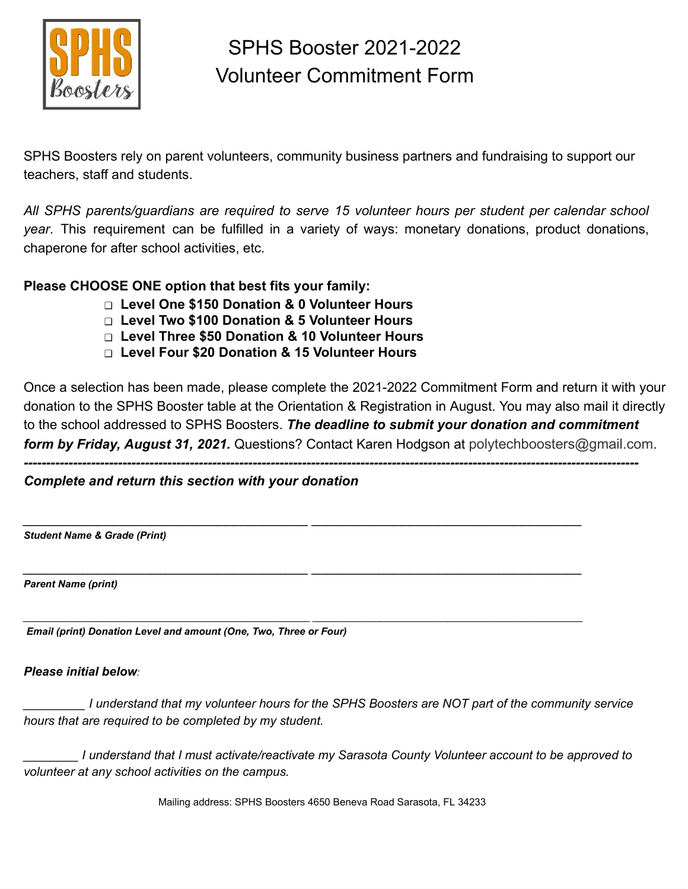# SPHS Booster 2021-2022
# Volunteer Commitment Form

SPHS Boosters rely on parent volunteers, community business partners and fundraising to support our teachers, staff and students.

*All SPHS parents/guardians are required to serve 15 volunteer hours per student per calendar school year*. This requirement can be fulfilled in a variety of ways: monetary donations, product donations, chaperone for after school activities, etc.

**Please CHOOSE ONE option that best fits your family:**

- ❑ **Level One $150 Donation & 0 Volunteer Hours**
- ❑ **Level Two $100 Donation & 5 Volunteer Hours**
- ❑ **Level Three $50 Donation & 10 Volunteer Hours**
- ❑ **Level Four $20 Donation & 15 Volunteer Hours**

Once a selection has been made, please complete the 2021-2022 Commitment Form and return it with your donation to the SPHS Booster table at the Orientation & Registration in August. You may also mail it directly to the school addressed to SPHS Boosters. ***The deadline to submit your donation and commitment form by Friday, August 31, 2021.*** Questions? Contact Karen Hodgson at polytechboosters@gmail.com.

---

***Complete and return this section with your donation***

_________________________________________ _______________________________________

***Student Name & Grade (Print)***

_________________________________________ _______________________________________

***Parent Name (print)***

_________________________________________ _______________________________________

***Email (print) Donation Level and amount (One, Two, Three or Four)***

***Please initial below:***

_________ *I understand that my volunteer hours for the SPHS Boosters are NOT part of the community service hours that are required to be completed by my student.*

________ *I understand that I must activate/reactivate my Sarasota County Volunteer account to be approved to volunteer at any school activities on the campus.*

Mailing address: SPHS Boosters 4650 Beneva Road Sarasota, FL 34233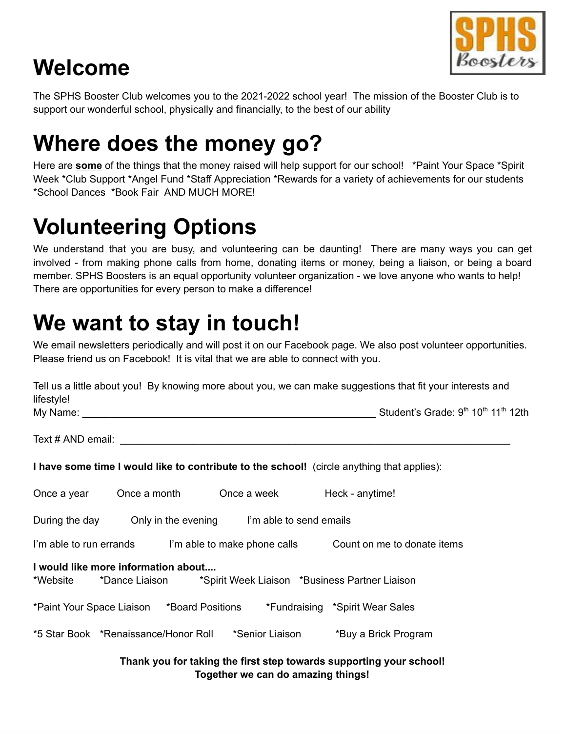# Welcome

The SPHS Booster Club welcomes you to the 2021-2022 school year! The mission of the Booster Club is to support our wonderful school, physically and financially, to the best of our ability

# Where does the money go?

Here are **some** of the things that the money raised will help support for our school! *Paint Your Space *Spirit Week *Club Support *Angel Fund *Staff Appreciation *Rewards for a variety of achievements for our students *School Dances *Book Fair AND MUCH MORE!

# Volunteering Options

We understand that you are busy, and volunteering can be daunting! There are many ways you can get involved - from making phone calls from home, donating items or money, being a liaison, or being a board member. SPHS Boosters is an equal opportunity volunteer organization - we love anyone who wants to help! There are opportunities for every person to make a difference!

# We want to stay in touch!

We email newsletters periodically and will post it on our Facebook page. We also post volunteer opportunities. Please friend us on Facebook! It is vital that we are able to connect with you.

Tell us a little about you! By knowing more about you, we can make suggestions that fit your interests and lifestyle!

My Name: ____________________________________________________ Student's Grade: 9th 10th 11th 12th

Text # AND email: ______________________________________________________________________

**I have some time I would like to contribute to the school!** (circle anything that applies):

Once a year     Once a month     Once a week     Heck - anytime!

During the day     Only in the evening     I'm able to send emails

I'm able to run errands     I'm able to make phone calls     Count on me to donate items

**I would like more information about....**

*Website     *Dance Liaison     *Spirit Week Liaison     *Business Partner Liaison

*Paint Your Space Liaison     *Board Positions     *Fundraising     *Spirit Wear Sales

*5 Star Book     *Renaissance/Honor Roll     *Senior Liaison     *Buy a Brick Program

**Thank you for taking the first step towards supporting your school!**
**Together we can do amazing things!**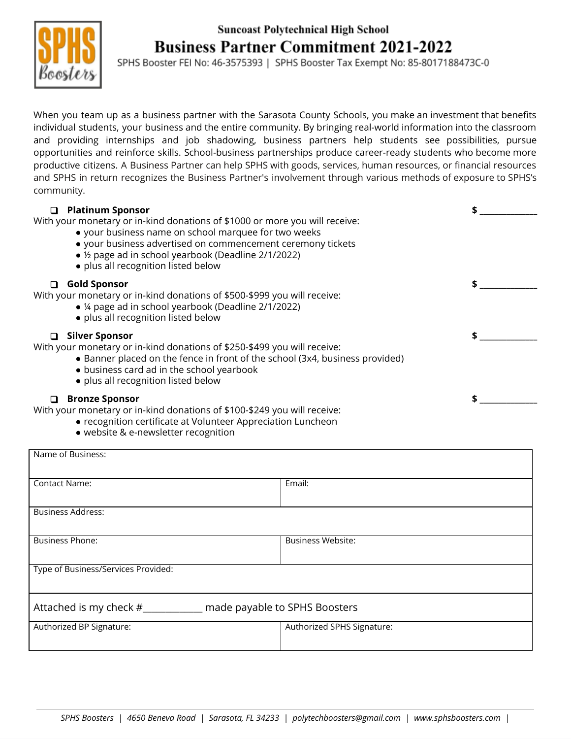# Suncoast Polytechnical High School

## Business Partner Commitment 2021-2022

SPHS Booster FEI No: 46-3575393 | SPHS Booster Tax Exempt No: 85-8017188473C-0

When you team up as a business partner with the Sarasota County Schools, you make an investment that benefits individual students, your business and the entire community. By bringing real-world information into the classroom and providing internships and job shadowing, business partners help students see possibilities, pursue opportunities and reinforce skills. School-business partnerships produce career-ready students who become more productive citizens. A Business Partner can help SPHS with goods, services, human resources, or financial resources and SPHS in return recognizes the Business Partner's involvement through various methods of exposure to SPHS's community.

- [ ] **Platinum Sponsor** **$** ______________

With your monetary or in-kind donations of $1000 or more you will receive:

- your business name on school marquee for two weeks
- your business advertised on commencement ceremony tickets
- ½ page ad in school yearbook (Deadline 2/1/2022)
- plus all recognition listed below

- [ ] **Gold Sponsor** **$** ______________

With your monetary or in-kind donations of $500-$999 you will receive:

- ¼ page ad in school yearbook (Deadline 2/1/2022)
- plus all recognition listed below

- [ ] **Silver Sponsor** **$** ______________

With your monetary or in-kind donations of $250-$499 you will receive:

- Banner placed on the fence in front of the school (3x4, business provided)
- business card ad in the school yearbook
- plus all recognition listed below

- [ ] **Bronze Sponsor** **$** ______________

With your monetary or in-kind donations of $100-$249 you will receive:

- recognition certificate at Volunteer Appreciation Luncheon
- website & e-newsletter recognition

| | |
|---|---|
| Name of Business: | |
| Contact Name: | Email: |
| Business Address: | |
| Business Phone: | Business Website: |
| Type of Business/Services Provided: | |
| Attached is my check #_____________ made payable to SPHS Boosters | |
| Authorized BP Signature: | Authorized SPHS Signature: |

*SPHS Boosters | 4650 Beneva Road | Sarasota, FL 34233 | polytechboosters@gmail.com | www.sphsboosters.com |*